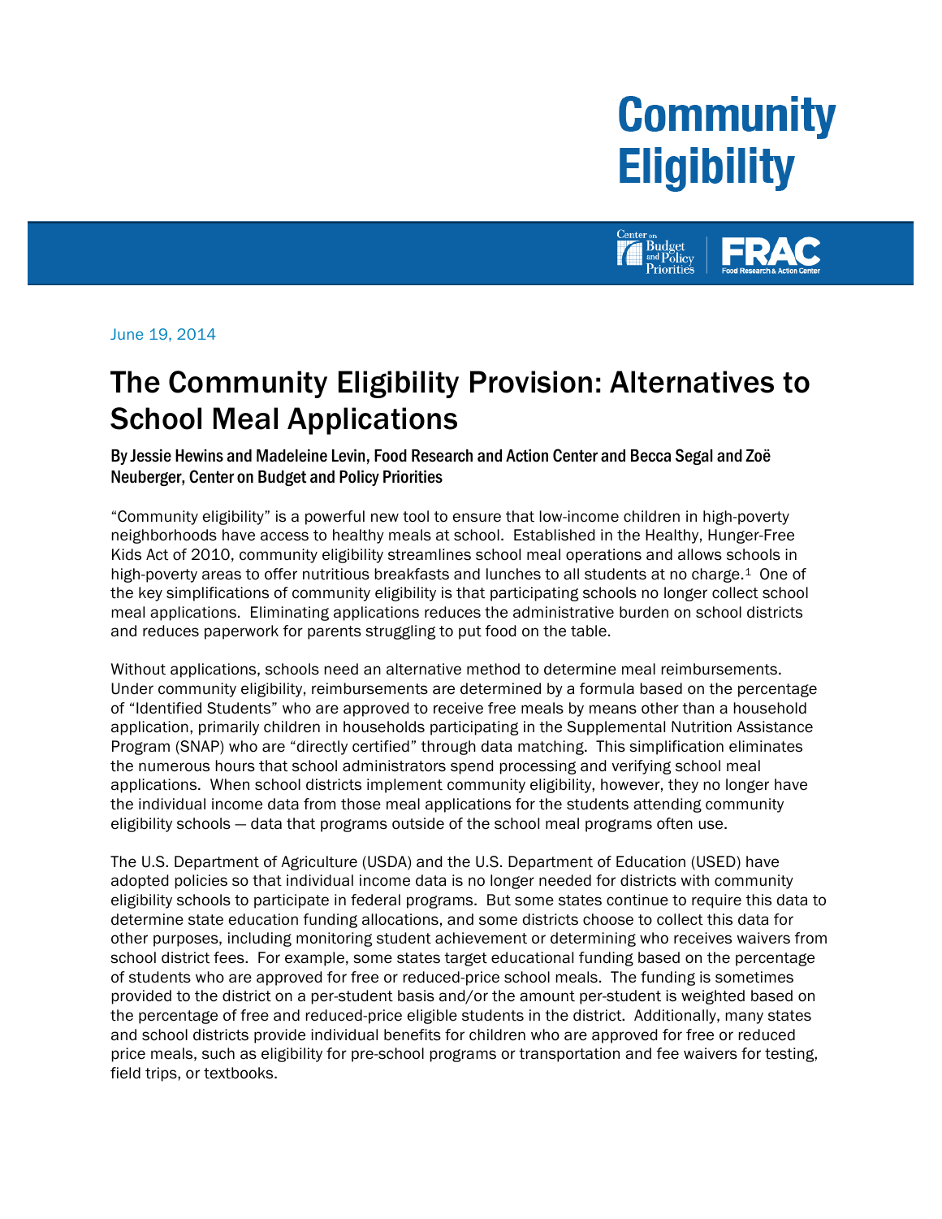# Community Eligibility

Center on Budget and Policy Priorities | FRAC Food Research & Action Center

June 19, 2014

## The Community Eligibility Provision: Alternatives to School Meal Applications

**By Jessie Hewins and Madeleine Levin, Food Research and Action Center and Becca Segal and Zoë Neuberger, Center on Budget and Policy Priorities**

"Community eligibility" is a powerful new tool to ensure that low-income children in high-poverty neighborhoods have access to healthy meals at school. Established in the Healthy, Hunger-Free Kids Act of 2010, community eligibility streamlines school meal operations and allows schools in high-poverty areas to offer nutritious breakfasts and lunches to all students at no charge.[1] One of the key simplifications of community eligibility is that participating schools no longer collect school meal applications. Eliminating applications reduces the administrative burden on school districts and reduces paperwork for parents struggling to put food on the table.

Without applications, schools need an alternative method to determine meal reimbursements. Under community eligibility, reimbursements are determined by a formula based on the percentage of "Identified Students" who are approved to receive free meals by means other than a household application, primarily children in households participating in the Supplemental Nutrition Assistance Program (SNAP) who are "directly certified" through data matching. This simplification eliminates the numerous hours that school administrators spend processing and verifying school meal applications. When school districts implement community eligibility, however, they no longer have the individual income data from those meal applications for the students attending community eligibility schools — data that programs outside of the school meal programs often use.

The U.S. Department of Agriculture (USDA) and the U.S. Department of Education (USED) have adopted policies so that individual income data is no longer needed for districts with community eligibility schools to participate in federal programs. But some states continue to require this data to determine state education funding allocations, and some districts choose to collect this data for other purposes, including monitoring student achievement or determining who receives waivers from school district fees. For example, some states target educational funding based on the percentage of students who are approved for free or reduced-price school meals. The funding is sometimes provided to the district on a per-student basis and/or the amount per-student is weighted based on the percentage of free and reduced-price eligible students in the district. Additionally, many states and school districts provide individual benefits for children who are approved for free or reduced price meals, such as eligibility for pre-school programs or transportation and fee waivers for testing, field trips, or textbooks.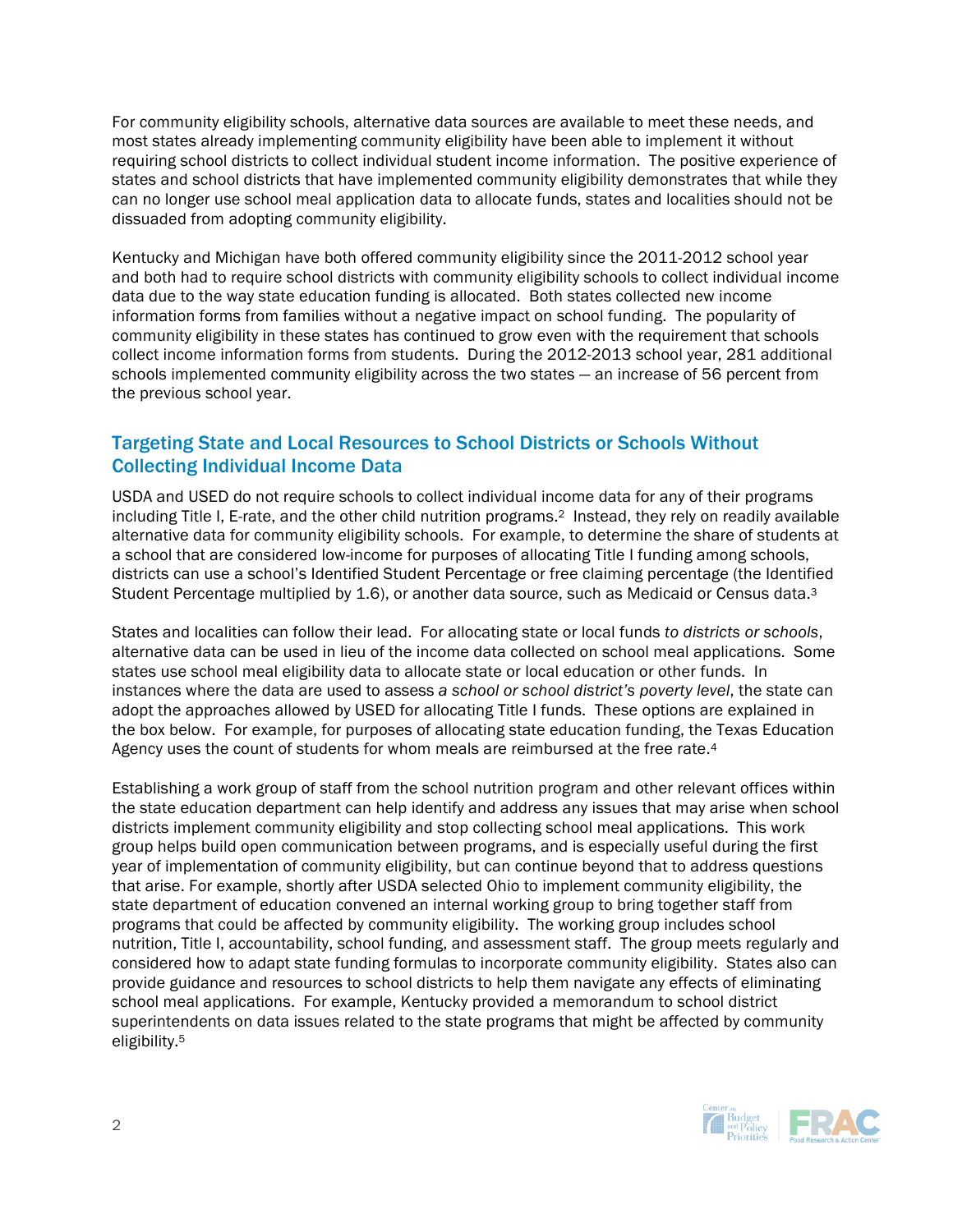For community eligibility schools, alternative data sources are available to meet these needs, and most states already implementing community eligibility have been able to implement it without requiring school districts to collect individual student income information. The positive experience of states and school districts that have implemented community eligibility demonstrates that while they can no longer use school meal application data to allocate funds, states and localities should not be dissuaded from adopting community eligibility.

Kentucky and Michigan have both offered community eligibility since the 2011-2012 school year and both had to require school districts with community eligibility schools to collect individual income data due to the way state education funding is allocated. Both states collected new income information forms from families without a negative impact on school funding. The popularity of community eligibility in these states has continued to grow even with the requirement that schools collect income information forms from students. During the 2012-2013 school year, 281 additional schools implemented community eligibility across the two states — an increase of 56 percent from the previous school year.

## Targeting State and Local Resources to School Districts or Schools Without Collecting Individual Income Data

USDA and USED do not require schools to collect individual income data for any of their programs including Title I, E-rate, and the other child nutrition programs.[2] Instead, they rely on readily available alternative data for community eligibility schools. For example, to determine the share of students at a school that are considered low-income for purposes of allocating Title I funding among schools, districts can use a school's Identified Student Percentage or free claiming percentage (the Identified Student Percentage multiplied by 1.6), or another data source, such as Medicaid or Census data.[3]

States and localities can follow their lead. For allocating state or local funds *to districts or schools*, alternative data can be used in lieu of the income data collected on school meal applications. Some states use school meal eligibility data to allocate state or local education or other funds. In instances where the data are used to assess *a school or school district's poverty level*, the state can adopt the approaches allowed by USED for allocating Title I funds. These options are explained in the box below. For example, for purposes of allocating state education funding, the Texas Education Agency uses the count of students for whom meals are reimbursed at the free rate.[4]

Establishing a work group of staff from the school nutrition program and other relevant offices within the state education department can help identify and address any issues that may arise when school districts implement community eligibility and stop collecting school meal applications. This work group helps build open communication between programs, and is especially useful during the first year of implementation of community eligibility, but can continue beyond that to address questions that arise. For example, shortly after USDA selected Ohio to implement community eligibility, the state department of education convened an internal working group to bring together staff from programs that could be affected by community eligibility. The working group includes school nutrition, Title I, accountability, school funding, and assessment staff. The group meets regularly and considered how to adapt state funding formulas to incorporate community eligibility. States also can provide guidance and resources to school districts to help them navigate any effects of eliminating school meal applications. For example, Kentucky provided a memorandum to school district superintendents on data issues related to the state programs that might be affected by community eligibility.[5]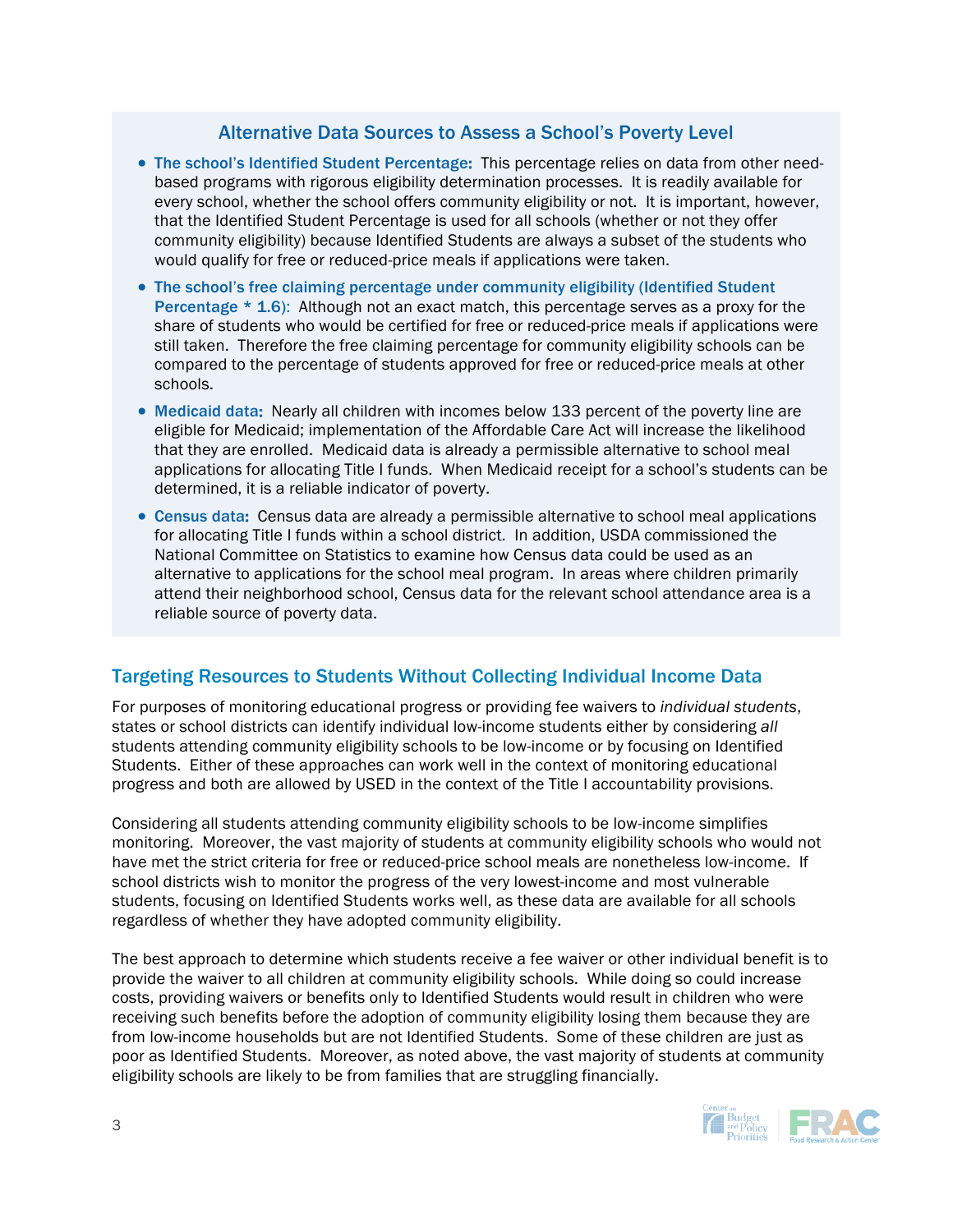### Alternative Data Sources to Assess a School's Poverty Level

- **The school's Identified Student Percentage:** This percentage relies on data from other need-based programs with rigorous eligibility determination processes. It is readily available for every school, whether the school offers community eligibility or not. It is important, however, that the Identified Student Percentage is used for all schools (whether or not they offer community eligibility) because Identified Students are always a subset of the students who would qualify for free or reduced-price meals if applications were taken.
- **The school's free claiming percentage under community eligibility (Identified Student Percentage * 1.6):** Although not an exact match, this percentage serves as a proxy for the share of students who would be certified for free or reduced-price meals if applications were still taken. Therefore the free claiming percentage for community eligibility schools can be compared to the percentage of students approved for free or reduced-price meals at other schools.
- **Medicaid data:** Nearly all children with incomes below 133 percent of the poverty line are eligible for Medicaid; implementation of the Affordable Care Act will increase the likelihood that they are enrolled. Medicaid data is already a permissible alternative to school meal applications for allocating Title I funds. When Medicaid receipt for a school's students can be determined, it is a reliable indicator of poverty.
- **Census data:** Census data are already a permissible alternative to school meal applications for allocating Title I funds within a school district. In addition, USDA commissioned the National Committee on Statistics to examine how Census data could be used as an alternative to applications for the school meal program. In areas where children primarily attend their neighborhood school, Census data for the relevant school attendance area is a reliable source of poverty data.

## Targeting Resources to Students Without Collecting Individual Income Data

For purposes of monitoring educational progress or providing fee waivers to *individual students*, states or school districts can identify individual low-income students either by considering *all* students attending community eligibility schools to be low-income or by focusing on Identified Students. Either of these approaches can work well in the context of monitoring educational progress and both are allowed by USED in the context of the Title I accountability provisions.

Considering all students attending community eligibility schools to be low-income simplifies monitoring. Moreover, the vast majority of students at community eligibility schools who would not have met the strict criteria for free or reduced-price school meals are nonetheless low-income. If school districts wish to monitor the progress of the very lowest-income and most vulnerable students, focusing on Identified Students works well, as these data are available for all schools regardless of whether they have adopted community eligibility.

The best approach to determine which students receive a fee waiver or other individual benefit is to provide the waiver to all children at community eligibility schools. While doing so could increase costs, providing waivers or benefits only to Identified Students would result in children who were receiving such benefits before the adoption of community eligibility losing them because they are from low-income households but are not Identified Students. Some of these children are just as poor as Identified Students. Moreover, as noted above, the vast majority of students at community eligibility schools are likely to be from families that are struggling financially.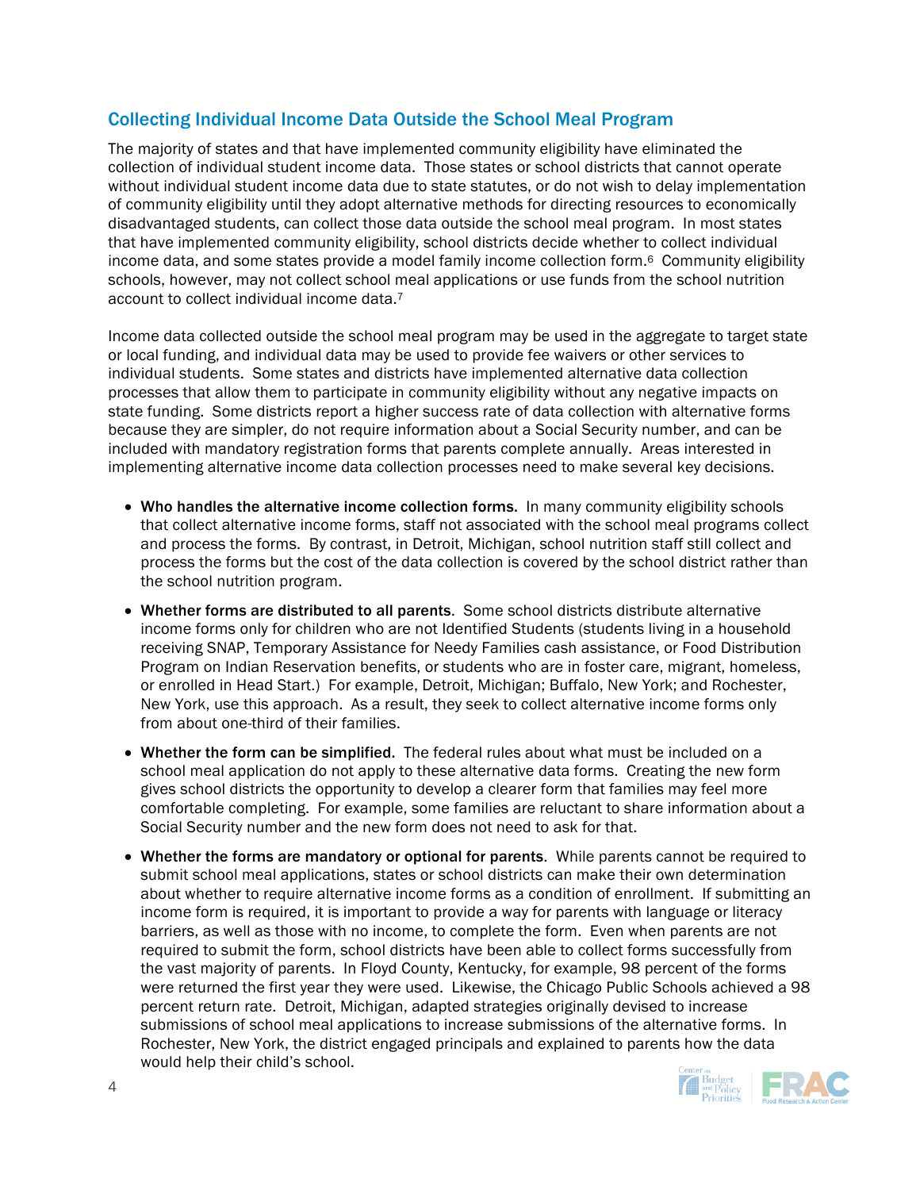## Collecting Individual Income Data Outside the School Meal Program

The majority of states and that have implemented community eligibility have eliminated the collection of individual student income data. Those states or school districts that cannot operate without individual student income data due to state statutes, or do not wish to delay implementation of community eligibility until they adopt alternative methods for directing resources to economically disadvantaged students, can collect those data outside the school meal program. In most states that have implemented community eligibility, school districts decide whether to collect individual income data, and some states provide a model family income collection form.[6] Community eligibility schools, however, may not collect school meal applications or use funds from the school nutrition account to collect individual income data.[7]

Income data collected outside the school meal program may be used in the aggregate to target state or local funding, and individual data may be used to provide fee waivers or other services to individual students. Some states and districts have implemented alternative data collection processes that allow them to participate in community eligibility without any negative impacts on state funding. Some districts report a higher success rate of data collection with alternative forms because they are simpler, do not require information about a Social Security number, and can be included with mandatory registration forms that parents complete annually. Areas interested in implementing alternative income data collection processes need to make several key decisions.

- **Who handles the alternative income collection forms.** In many community eligibility schools that collect alternative income forms, staff not associated with the school meal programs collect and process the forms. By contrast, in Detroit, Michigan, school nutrition staff still collect and process the forms but the cost of the data collection is covered by the school district rather than the school nutrition program.
- **Whether forms are distributed to all parents**. Some school districts distribute alternative income forms only for children who are not Identified Students (students living in a household receiving SNAP, Temporary Assistance for Needy Families cash assistance, or Food Distribution Program on Indian Reservation benefits, or students who are in foster care, migrant, homeless, or enrolled in Head Start.) For example, Detroit, Michigan; Buffalo, New York; and Rochester, New York, use this approach. As a result, they seek to collect alternative income forms only from about one-third of their families.
- **Whether the form can be simplified.** The federal rules about what must be included on a school meal application do not apply to these alternative data forms. Creating the new form gives school districts the opportunity to develop a clearer form that families may feel more comfortable completing. For example, some families are reluctant to share information about a Social Security number and the new form does not need to ask for that.
- **Whether the forms are mandatory or optional for parents**. While parents cannot be required to submit school meal applications, states or school districts can make their own determination about whether to require alternative income forms as a condition of enrollment. If submitting an income form is required, it is important to provide a way for parents with language or literacy barriers, as well as those with no income, to complete the form. Even when parents are not required to submit the form, school districts have been able to collect forms successfully from the vast majority of parents. In Floyd County, Kentucky, for example, 98 percent of the forms were returned the first year they were used. Likewise, the Chicago Public Schools achieved a 98 percent return rate. Detroit, Michigan, adapted strategies originally devised to increase submissions of school meal applications to increase submissions of the alternative forms. In Rochester, New York, the district engaged principals and explained to parents how the data would help their child's school.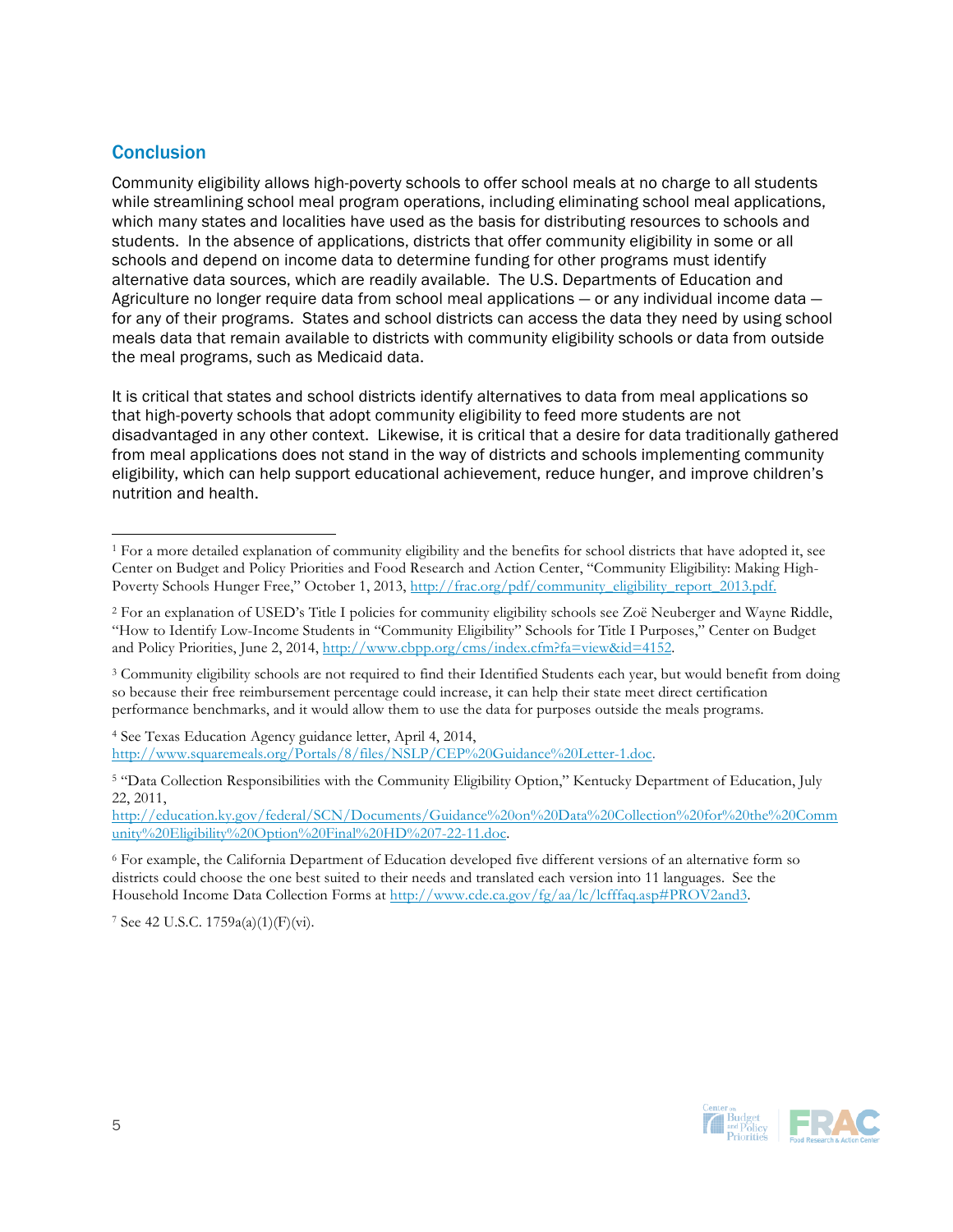## Conclusion

Community eligibility allows high-poverty schools to offer school meals at no charge to all students while streamlining school meal program operations, including eliminating school meal applications, which many states and localities have used as the basis for distributing resources to schools and students. In the absence of applications, districts that offer community eligibility in some or all schools and depend on income data to determine funding for other programs must identify alternative data sources, which are readily available. The U.S. Departments of Education and Agriculture no longer require data from school meal applications — or any individual income data — for any of their programs. States and school districts can access the data they need by using school meals data that remain available to districts with community eligibility schools or data from outside the meal programs, such as Medicaid data.

It is critical that states and school districts identify alternatives to data from meal applications so that high-poverty schools that adopt community eligibility to feed more students are not disadvantaged in any other context. Likewise, it is critical that a desire for data traditionally gathered from meal applications does not stand in the way of districts and schools implementing community eligibility, which can help support educational achievement, reduce hunger, and improve children's nutrition and health.

---

[1] For a more detailed explanation of community eligibility and the benefits for school districts that have adopted it, see Center on Budget and Policy Priorities and Food Research and Action Center, "Community Eligibility: Making High-Poverty Schools Hunger Free," October 1, 2013, http://frac.org/pdf/community_eligibility_report_2013.pdf.

[2] For an explanation of USED's Title I policies for community eligibility schools see Zoë Neuberger and Wayne Riddle, "How to Identify Low-Income Students in "Community Eligibility" Schools for Title I Purposes," Center on Budget and Policy Priorities, June 2, 2014, http://www.cbpp.org/cms/index.cfm?fa=view&id=4152.

[3] Community eligibility schools are not required to find their Identified Students each year, but would benefit from doing so because their free reimbursement percentage could increase, it can help their state meet direct certification performance benchmarks, and it would allow them to use the data for purposes outside the meals programs.

[4] See Texas Education Agency guidance letter, April 4, 2014, http://www.squaremeals.org/Portals/8/files/NSLP/CEP%20Guidance%20Letter-1.doc.

[5] "Data Collection Responsibilities with the Community Eligibility Option," Kentucky Department of Education, July 22, 2011, http://education.ky.gov/federal/SCN/Documents/Guidance%20on%20Data%20Collection%20for%20the%20Community%20Eligibility%20Option%20Final%20HD%207-22-11.doc.

[6] For example, the California Department of Education developed five different versions of an alternative form so districts could choose the one best suited to their needs and translated each version into 11 languages. See the Household Income Data Collection Forms at http://www.cde.ca.gov/fg/aa/lc/lcfffaq.asp#PROV2and3.

[7] See 42 U.S.C. 1759a(a)(1)(F)(vi).